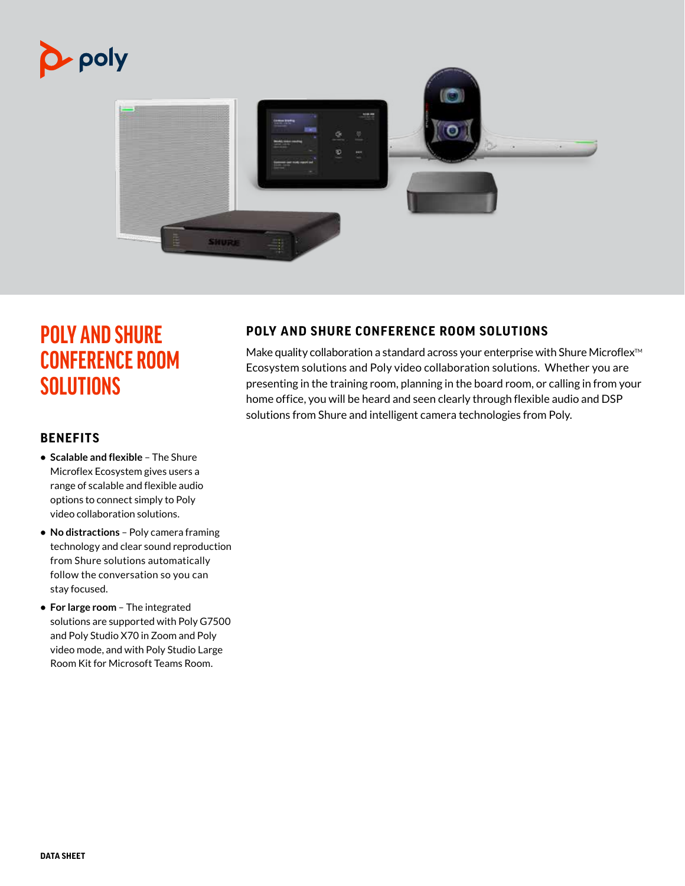poly

# POLY AND SHURE CONFERENCE ROOM SOLUTIONS

## BENEFITS

- **Scalable and flexible** – The Shure Microflex Ecosystem gives users a range of scalable and flexible audio options to connect simply to Poly video collaboration solutions.
- **No distractions** – Poly camera framing technology and clear sound reproduction from Shure solutions automatically follow the conversation so you can stay focused.
- **For large room** – The integrated solutions are supported with Poly G7500 and Poly Studio X70 in Zoom and Poly video mode, and with Poly Studio Large Room Kit for Microsoft Teams Room.

## POLY AND SHURE CONFERENCE ROOM SOLUTIONS

Make quality collaboration a standard across your enterprise with Shure Microflex™ Ecosystem solutions and Poly video collaboration solutions. Whether you are presenting in the training room, planning in the board room, or calling in from your home office, you will be heard and seen clearly through flexible audio and DSP solutions from Shure and intelligent camera technologies from Poly.

DATA SHEET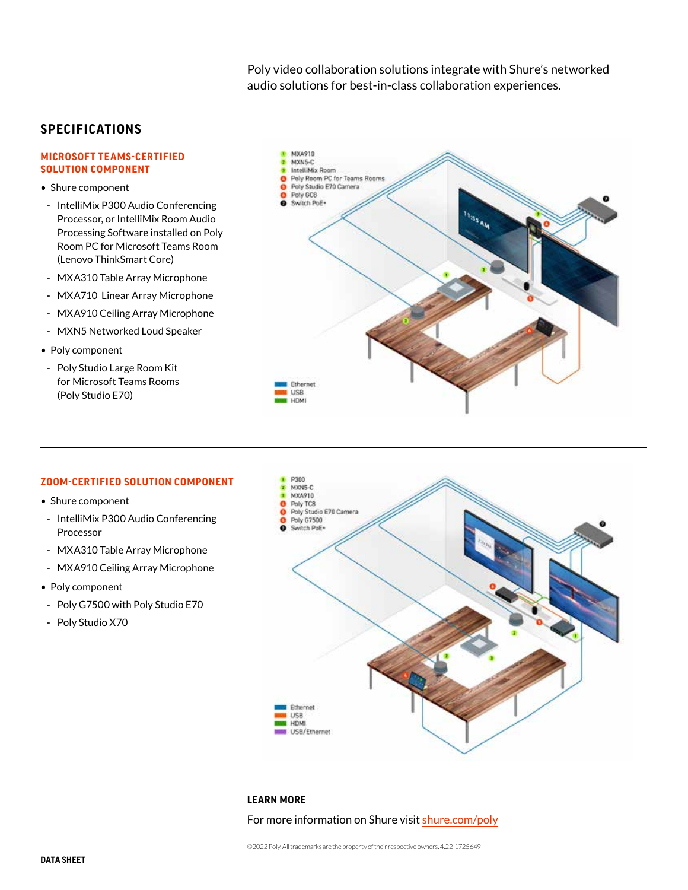Poly video collaboration solutions integrate with Shure's networked audio solutions for best-in-class collaboration experiences.

## SPECIFICATIONS

### MICROSOFT TEAMS-CERTIFIED SOLUTION COMPONENT

- Shure component
  - IntelliMix P300 Audio Conferencing Processor, or IntelliMix Room Audio Processing Software installed on Poly Room PC for Microsoft Teams Room (Lenovo ThinkSmart Core)
  - MXA310 Table Array Microphone
  - MXA710 Linear Array Microphone
  - MXA910 Ceiling Array Microphone
  - MXN5 Networked Loud Speaker
- Poly component
  - Poly Studio Large Room Kit for Microsoft Teams Rooms (Poly Studio E70)

1 MXA910
2 MXN5-C
3 IntelliMix Room
4 Poly Room PC for Teams Rooms
5 Poly Studio E70 Camera
6 Poly GC8
7 Switch PoE+

Ethernet
USB
HDMI

### ZOOM-CERTIFIED SOLUTION COMPONENT

- Shure component
  - IntelliMix P300 Audio Conferencing Processor
  - MXA310 Table Array Microphone
  - MXA910 Ceiling Array Microphone
- Poly component
  - Poly G7500 with Poly Studio E70
  - Poly Studio X70

1 P300
2 MXN5-C
3 MXA910
4 Poly TC8
5 Poly Studio E70 Camera
6 Poly G7500
7 Switch PoE+

Ethernet
USB
HDMI
USB/Ethernet

**LEARN MORE**

For more information on Shure visit shure.com/poly

©2022 Poly. All trademarks are the property of their respective owners. 4.22 1725649

**DATA SHEET**